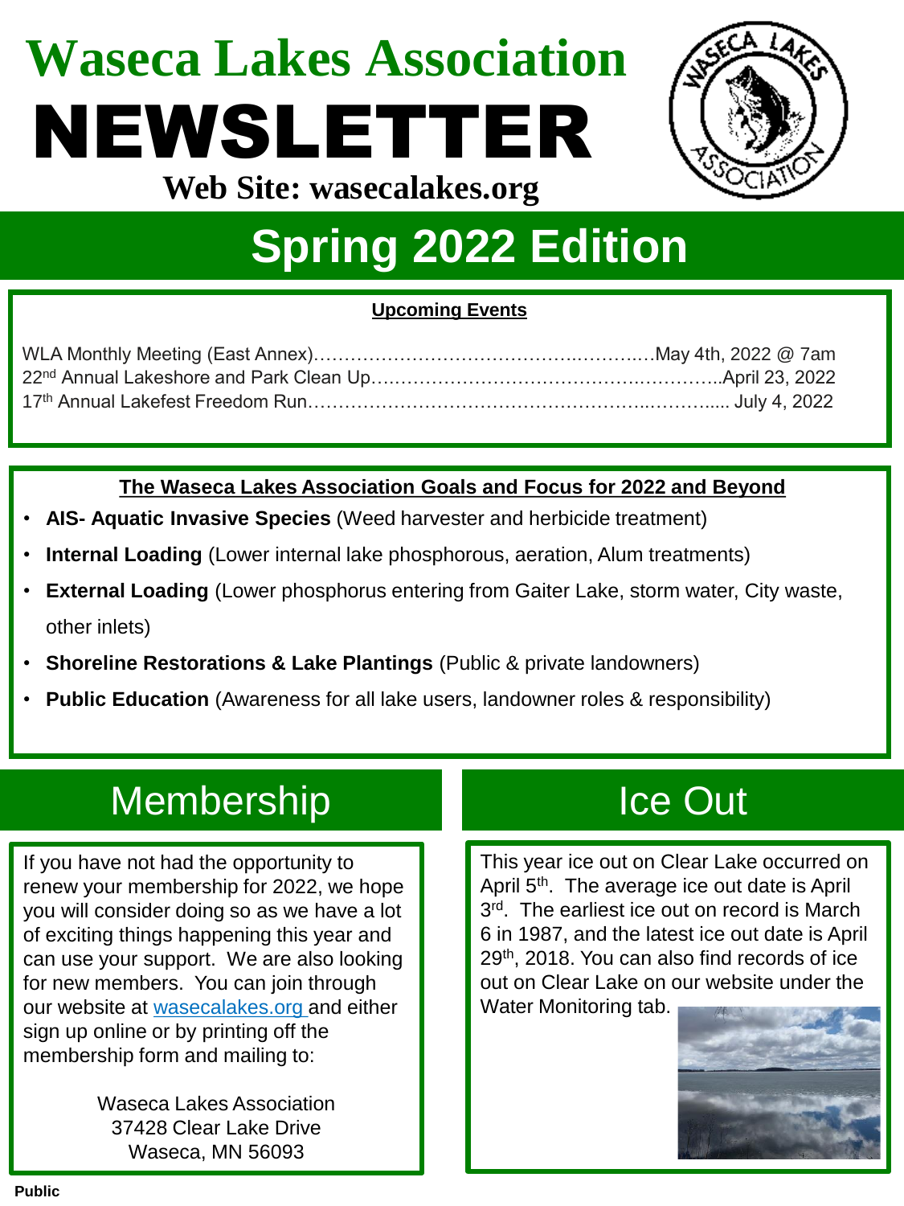# Waseca Lakes Association

# NEWSLETTER

**Web Site: wasecalakes.org**

## Spring 2022 Edition

**Upcoming Events**

WLA Monthly Meeting (East Annex)……………………………………..………..…May 4th, 2022 @ 7am
22nd Annual Lakeshore and Park Clean Up….………………………………..…………..April 23, 2022
17th Annual Lakefest Freedom Run……….…………………………………..………..... July 4, 2022

**The Waseca Lakes Association Goals and Focus for 2022 and Beyond**

- **AIS- Aquatic Invasive Species** (Weed harvester and herbicide treatment)
- **Internal Loading** (Lower internal lake phosphorous, aeration, Alum treatments)
- **External Loading** (Lower phosphorus entering from Gaiter Lake, storm water, City waste, other inlets)
- **Shoreline Restorations & Lake Plantings** (Public & private landowners)
- **Public Education** (Awareness for all lake users, landowner roles & responsibility)

## Membership

If you have not had the opportunity to renew your membership for 2022, we hope you will consider doing so as we have a lot of exciting things happening this year and can use your support. We are also looking for new members. You can join through our website at wasecalakes.org and either sign up online or by printing off the membership form and mailing to:

Waseca Lakes Association
37428 Clear Lake Drive
Waseca, MN 56093

## Ice Out

This year ice out on Clear Lake occurred on April 5th. The average ice out date is April 3rd. The earliest ice out on record is March 6 in 1987, and the latest ice out date is April 29th, 2018. You can also find records of ice out on Clear Lake on our website under the Water Monitoring tab.

Public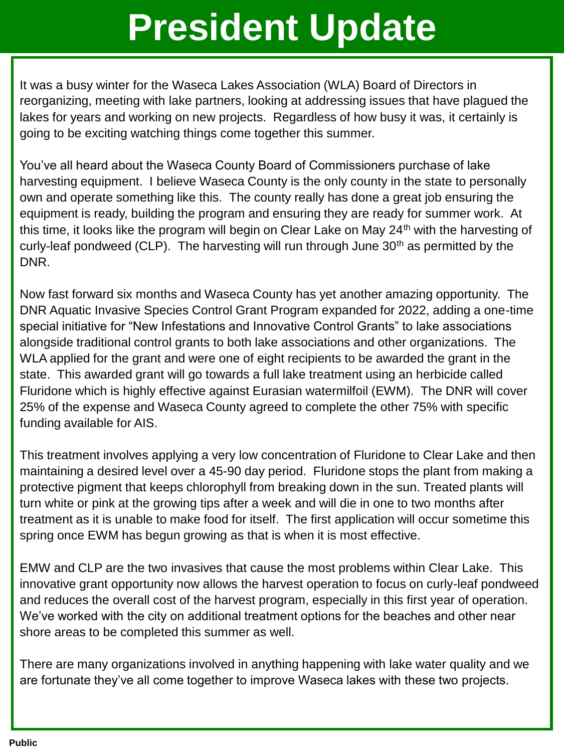# President Update

It was a busy winter for the Waseca Lakes Association (WLA) Board of Directors in reorganizing, meeting with lake partners, looking at addressing issues that have plagued the lakes for years and working on new projects. Regardless of how busy it was, it certainly is going to be exciting watching things come together this summer.

You've all heard about the Waseca County Board of Commissioners purchase of lake harvesting equipment. I believe Waseca County is the only county in the state to personally own and operate something like this. The county really has done a great job ensuring the equipment is ready, building the program and ensuring they are ready for summer work. At this time, it looks like the program will begin on Clear Lake on May 24th with the harvesting of curly-leaf pondweed (CLP). The harvesting will run through June 30th as permitted by the DNR.

Now fast forward six months and Waseca County has yet another amazing opportunity. The DNR Aquatic Invasive Species Control Grant Program expanded for 2022, adding a one-time special initiative for "New Infestations and Innovative Control Grants" to lake associations alongside traditional control grants to both lake associations and other organizations. The WLA applied for the grant and were one of eight recipients to be awarded the grant in the state. This awarded grant will go towards a full lake treatment using an herbicide called Fluridone which is highly effective against Eurasian watermilfoil (EWM). The DNR will cover 25% of the expense and Waseca County agreed to complete the other 75% with specific funding available for AIS.

This treatment involves applying a very low concentration of Fluridone to Clear Lake and then maintaining a desired level over a 45-90 day period. Fluridone stops the plant from making a protective pigment that keeps chlorophyll from breaking down in the sun. Treated plants will turn white or pink at the growing tips after a week and will die in one to two months after treatment as it is unable to make food for itself. The first application will occur sometime this spring once EWM has begun growing as that is when it is most effective.

EMW and CLP are the two invasives that cause the most problems within Clear Lake. This innovative grant opportunity now allows the harvest operation to focus on curly-leaf pondweed and reduces the overall cost of the harvest program, especially in this first year of operation. We've worked with the city on additional treatment options for the beaches and other near shore areas to be completed this summer as well.

There are many organizations involved in anything happening with lake water quality and we are fortunate they've all come together to improve Waseca lakes with these two projects.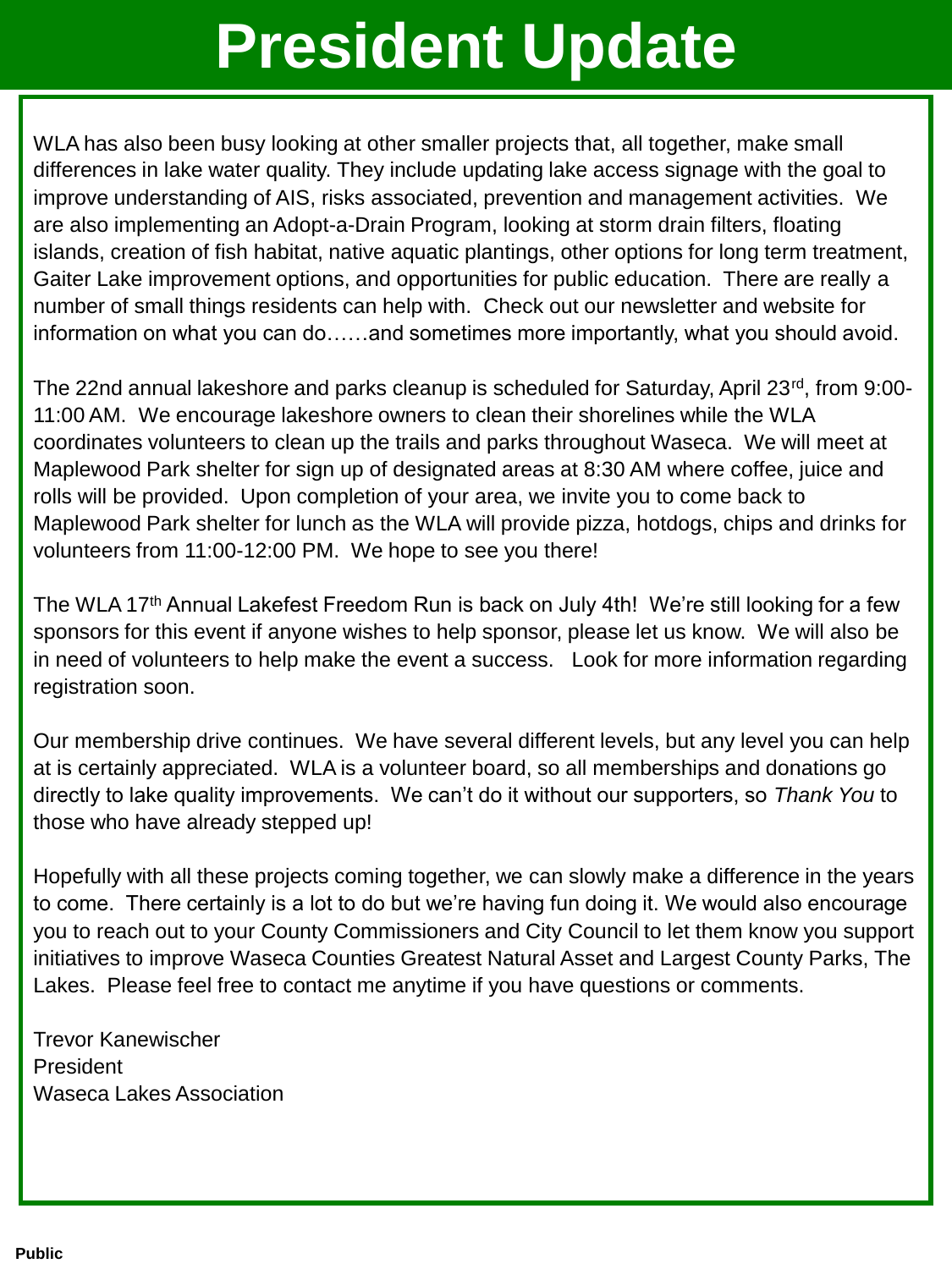# President Update

WLA has also been busy looking at other smaller projects that, all together, make small differences in lake water quality. They include updating lake access signage with the goal to improve understanding of AIS, risks associated, prevention and management activities. We are also implementing an Adopt-a-Drain Program, looking at storm drain filters, floating islands, creation of fish habitat, native aquatic plantings, other options for long term treatment, Gaiter Lake improvement options, and opportunities for public education. There are really a number of small things residents can help with. Check out our newsletter and website for information on what you can do……and sometimes more importantly, what you should avoid.

The 22nd annual lakeshore and parks cleanup is scheduled for Saturday, April 23rd, from 9:00-11:00 AM. We encourage lakeshore owners to clean their shorelines while the WLA coordinates volunteers to clean up the trails and parks throughout Waseca. We will meet at Maplewood Park shelter for sign up of designated areas at 8:30 AM where coffee, juice and rolls will be provided. Upon completion of your area, we invite you to come back to Maplewood Park shelter for lunch as the WLA will provide pizza, hotdogs, chips and drinks for volunteers from 11:00-12:00 PM. We hope to see you there!

The WLA 17th Annual Lakefest Freedom Run is back on July 4th! We're still looking for a few sponsors for this event if anyone wishes to help sponsor, please let us know. We will also be in need of volunteers to help make the event a success. Look for more information regarding registration soon.

Our membership drive continues. We have several different levels, but any level you can help at is certainly appreciated. WLA is a volunteer board, so all memberships and donations go directly to lake quality improvements. We can't do it without our supporters, so *Thank You* to those who have already stepped up!

Hopefully with all these projects coming together, we can slowly make a difference in the years to come. There certainly is a lot to do but we're having fun doing it. We would also encourage you to reach out to your County Commissioners and City Council to let them know you support initiatives to improve Waseca Counties Greatest Natural Asset and Largest County Parks, The Lakes. Please feel free to contact me anytime if you have questions or comments.

Trevor Kanewischer
President
Waseca Lakes Association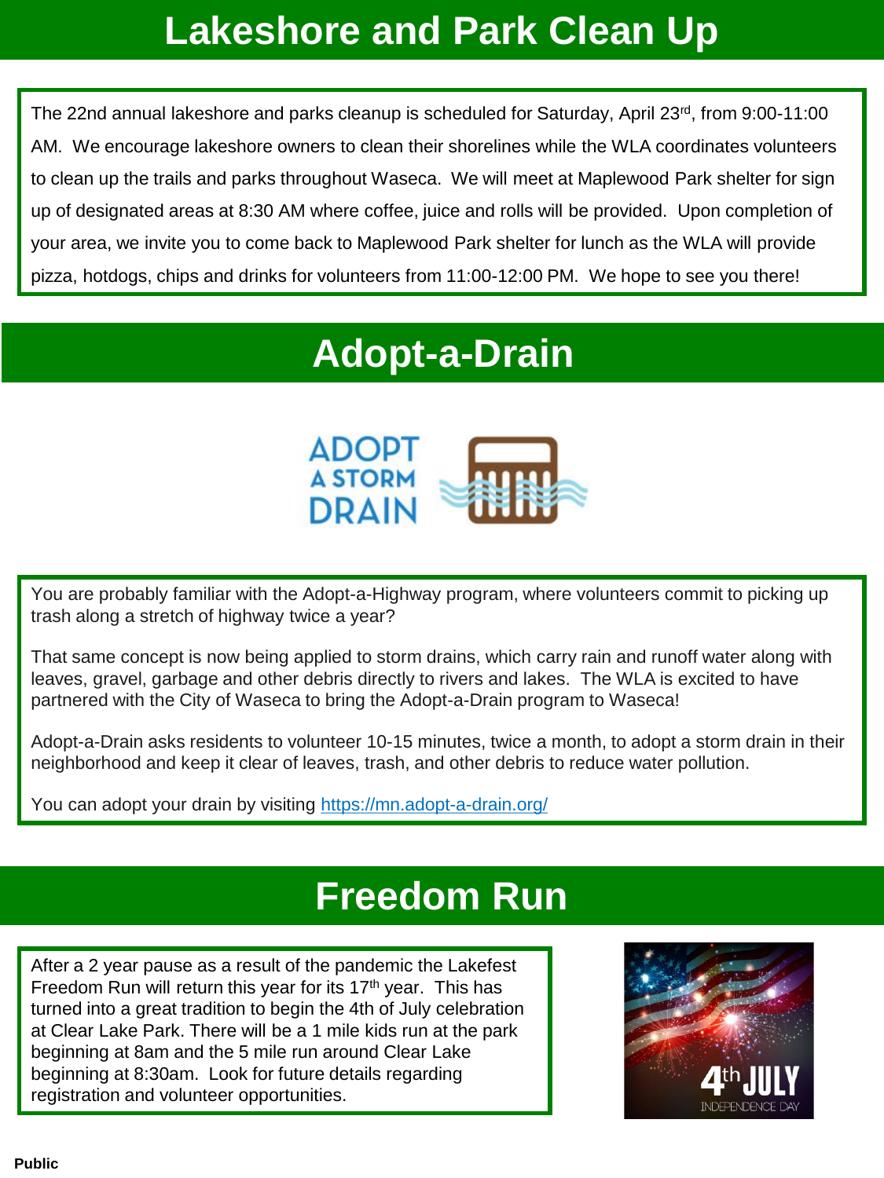# Lakeshore and Park Clean Up

The 22nd annual lakeshore and parks cleanup is scheduled for Saturday, April 23rd, from 9:00-11:00 AM. We encourage lakeshore owners to clean their shorelines while the WLA coordinates volunteers to clean up the trails and parks throughout Waseca. We will meet at Maplewood Park shelter for sign up of designated areas at 8:30 AM where coffee, juice and rolls will be provided. Upon completion of your area, we invite you to come back to Maplewood Park shelter for lunch as the WLA will provide pizza, hotdogs, chips and drinks for volunteers from 11:00-12:00 PM. We hope to see you there!

# Adopt-a-Drain

ADOPT A STORM DRAIN

You are probably familiar with the Adopt-a-Highway program, where volunteers commit to picking up trash along a stretch of highway twice a year?

That same concept is now being applied to storm drains, which carry rain and runoff water along with leaves, gravel, garbage and other debris directly to rivers and lakes. The WLA is excited to have partnered with the City of Waseca to bring the Adopt-a-Drain program to Waseca!

Adopt-a-Drain asks residents to volunteer 10-15 minutes, twice a month, to adopt a storm drain in their neighborhood and keep it clear of leaves, trash, and other debris to reduce water pollution.

You can adopt your drain by visiting [https://mn.adopt-a-drain.org/](https://mn.adopt-a-drain.org/)

# Freedom Run

After a 2 year pause as a result of the pandemic the Lakefest Freedom Run will return this year for its 17th year. This has turned into a great tradition to begin the 4th of July celebration at Clear Lake Park. There will be a 1 mile kids run at the park beginning at 8am and the 5 mile run around Clear Lake beginning at 8:30am. Look for future details regarding registration and volunteer opportunities.

4th JULY INDEPENDENCE DAY

Public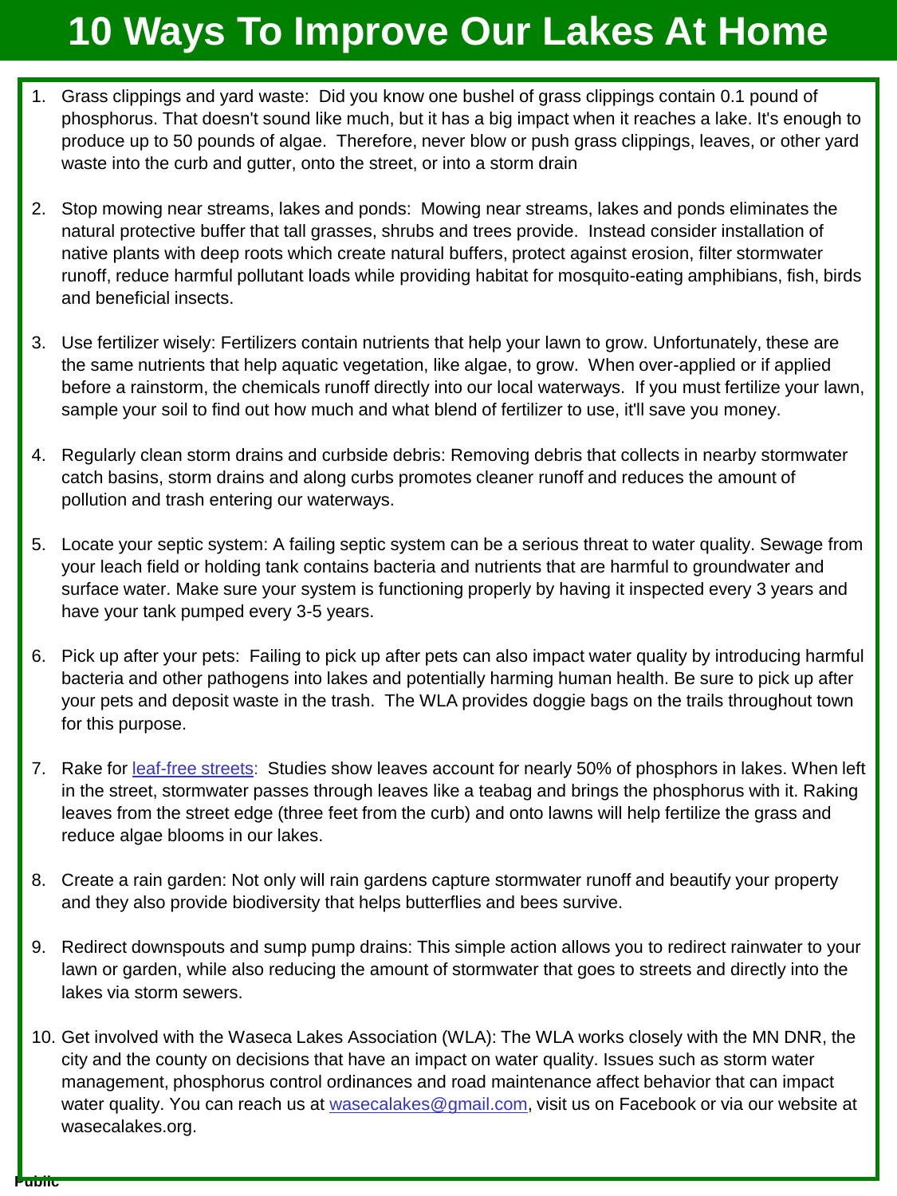# 10 Ways To Improve Our Lakes At Home

1. Grass clippings and yard waste: Did you know one bushel of grass clippings contain 0.1 pound of phosphorus. That doesn't sound like much, but it has a big impact when it reaches a lake. It's enough to produce up to 50 pounds of algae. Therefore, never blow or push grass clippings, leaves, or other yard waste into the curb and gutter, onto the street, or into a storm drain

2. Stop mowing near streams, lakes and ponds: Mowing near streams, lakes and ponds eliminates the natural protective buffer that tall grasses, shrubs and trees provide. Instead consider installation of native plants with deep roots which create natural buffers, protect against erosion, filter stormwater runoff, reduce harmful pollutant loads while providing habitat for mosquito-eating amphibians, fish, birds and beneficial insects.

3. Use fertilizer wisely: Fertilizers contain nutrients that help your lawn to grow. Unfortunately, these are the same nutrients that help aquatic vegetation, like algae, to grow. When over-applied or if applied before a rainstorm, the chemicals runoff directly into our local waterways. If you must fertilize your lawn, sample your soil to find out how much and what blend of fertilizer to use, it'll save you money.

4. Regularly clean storm drains and curbside debris: Removing debris that collects in nearby stormwater catch basins, storm drains and along curbs promotes cleaner runoff and reduces the amount of pollution and trash entering our waterways.

5. Locate your septic system: A failing septic system can be a serious threat to water quality. Sewage from your leach field or holding tank contains bacteria and nutrients that are harmful to groundwater and surface water. Make sure your system is functioning properly by having it inspected every 3 years and have your tank pumped every 3-5 years.

6. Pick up after your pets: Failing to pick up after pets can also impact water quality by introducing harmful bacteria and other pathogens into lakes and potentially harming human health. Be sure to pick up after your pets and deposit waste in the trash. The WLA provides doggie bags on the trails throughout town for this purpose.

7. Rake for leaf-free streets: Studies show leaves account for nearly 50% of phosphors in lakes. When left in the street, stormwater passes through leaves like a teabag and brings the phosphorus with it. Raking leaves from the street edge (three feet from the curb) and onto lawns will help fertilize the grass and reduce algae blooms in our lakes.

8. Create a rain garden: Not only will rain gardens capture stormwater runoff and beautify your property and they also provide biodiversity that helps butterflies and bees survive.

9. Redirect downspouts and sump pump drains: This simple action allows you to redirect rainwater to your lawn or garden, while also reducing the amount of stormwater that goes to streets and directly into the lakes via storm sewers.

10. Get involved with the Waseca Lakes Association (WLA): The WLA works closely with the MN DNR, the city and the county on decisions that have an impact on water quality. Issues such as storm water management, phosphorus control ordinances and road maintenance affect behavior that can impact water quality. You can reach us at wasecalakes@gmail.com, visit us on Facebook or via our website at wasecalakes.org.

**Public**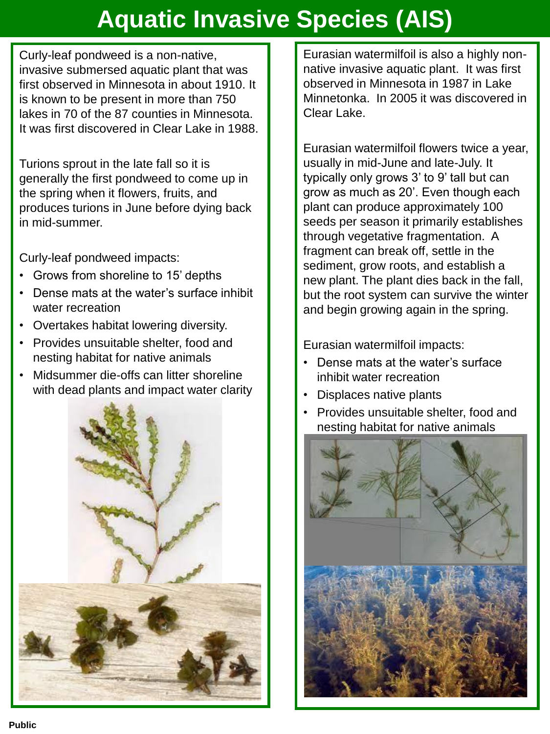# Aquatic Invasive Species (AIS)

Curly-leaf pondweed is a non-native, invasive submersed aquatic plant that was first observed in Minnesota in about 1910. It is known to be present in more than 750 lakes in 70 of the 87 counties in Minnesota. It was first discovered in Clear Lake in 1988.

Turions sprout in the late fall so it is generally the first pondweed to come up in the spring when it flowers, fruits, and produces turions in June before dying back in mid-summer.

Curly-leaf pondweed impacts:

- Grows from shoreline to 15' depths
- Dense mats at the water's surface inhibit water recreation
- Overtakes habitat lowering diversity.
- Provides unsuitable shelter, food and nesting habitat for native animals
- Midsummer die-offs can litter shoreline with dead plants and impact water clarity

Eurasian watermilfoil is also a highly non-native invasive aquatic plant. It was first observed in Minnesota in 1987 in Lake Minnetonka. In 2005 it was discovered in Clear Lake.

Eurasian watermilfoil flowers twice a year, usually in mid-June and late-July. It typically only grows 3' to 9' tall but can grow as much as 20'. Even though each plant can produce approximately 100 seeds per season it primarily establishes through vegetative fragmentation. A fragment can break off, settle in the sediment, grow roots, and establish a new plant. The plant dies back in the fall, but the root system can survive the winter and begin growing again in the spring.

Eurasian watermilfoil impacts:

- Dense mats at the water's surface inhibit water recreation
- Displaces native plants
- Provides unsuitable shelter, food and nesting habitat for native animals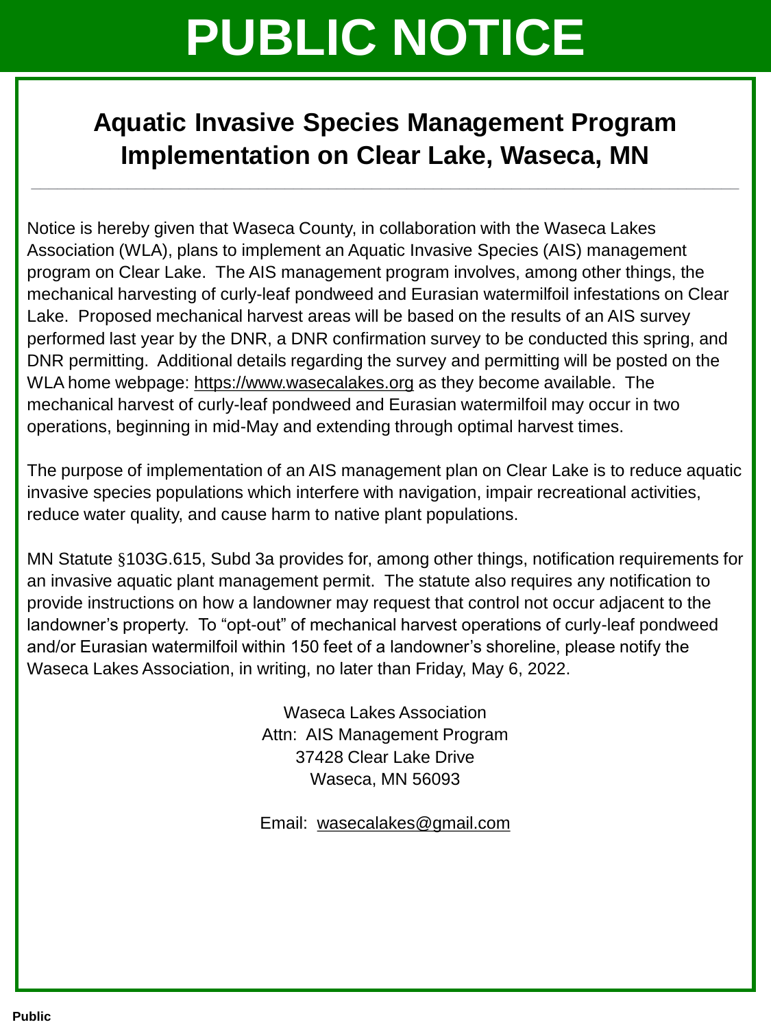# PUBLIC NOTICE

## Aquatic Invasive Species Management Program Implementation on Clear Lake, Waseca, MN

---

Notice is hereby given that Waseca County, in collaboration with the Waseca Lakes Association (WLA), plans to implement an Aquatic Invasive Species (AIS) management program on Clear Lake. The AIS management program involves, among other things, the mechanical harvesting of curly-leaf pondweed and Eurasian watermilfoil infestations on Clear Lake. Proposed mechanical harvest areas will be based on the results of an AIS survey performed last year by the DNR, a DNR confirmation survey to be conducted this spring, and DNR permitting. Additional details regarding the survey and permitting will be posted on the WLA home webpage: https://www.wasecalakes.org as they become available. The mechanical harvest of curly-leaf pondweed and Eurasian watermilfoil may occur in two operations, beginning in mid-May and extending through optimal harvest times.

The purpose of implementation of an AIS management plan on Clear Lake is to reduce aquatic invasive species populations which interfere with navigation, impair recreational activities, reduce water quality, and cause harm to native plant populations.

MN Statute §103G.615, Subd 3a provides for, among other things, notification requirements for an invasive aquatic plant management permit. The statute also requires any notification to provide instructions on how a landowner may request that control not occur adjacent to the landowner's property. To "opt-out" of mechanical harvest operations of curly-leaf pondweed and/or Eurasian watermilfoil within 150 feet of a landowner's shoreline, please notify the Waseca Lakes Association, in writing, no later than Friday, May 6, 2022.

Waseca Lakes Association
Attn: AIS Management Program
37428 Clear Lake Drive
Waseca, MN 56093

Email: wasecalakes@gmail.com

Public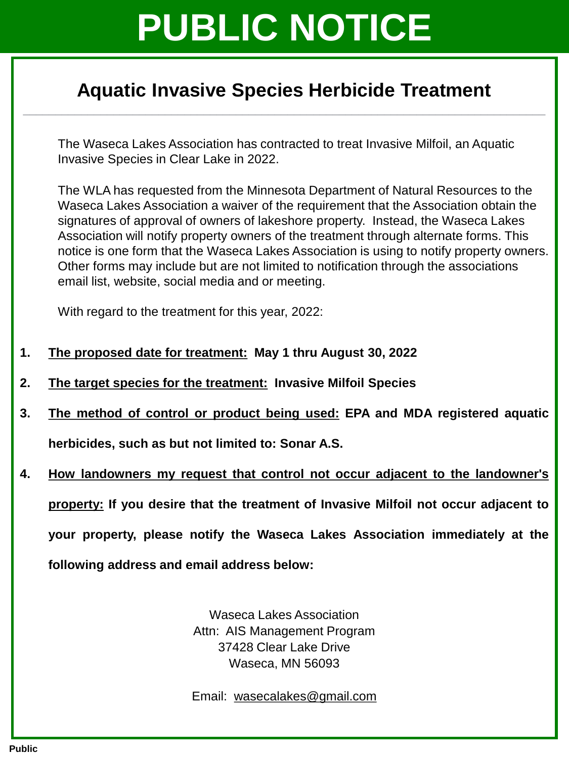# PUBLIC NOTICE

## Aquatic Invasive Species Herbicide Treatment

---

The Waseca Lakes Association has contracted to treat Invasive Milfoil, an Aquatic Invasive Species in Clear Lake in 2022.

The WLA has requested from the Minnesota Department of Natural Resources to the Waseca Lakes Association a waiver of the requirement that the Association obtain the signatures of approval of owners of lakeshore property.  Instead, the Waseca Lakes Association will notify property owners of the treatment through alternate forms. This notice is one form that the Waseca Lakes Association is using to notify property owners. Other forms may include but are not limited to notification through the associations email list, website, social media and or meeting.

With regard to the treatment for this year, 2022:

1. **<u>The proposed date for treatment:</u>  May 1 thru August 30, 2022**
2. **<u>The target species for the treatment:</u>  Invasive Milfoil Species**
3. **<u>The method of control or product being used:</u> EPA and MDA registered aquatic herbicides, such as but not limited to: Sonar A.S.**
4. **<u>How landowners my request that control not occur adjacent to the landowner's property:</u> If you desire that the treatment of Invasive Milfoil not occur adjacent to your property, please notify the Waseca Lakes Association immediately at the following address and email address below:**

Waseca Lakes Association
Attn:  AIS Management Program
37428 Clear Lake Drive
Waseca, MN 56093

Email:  wasecalakes@gmail.com

**Public**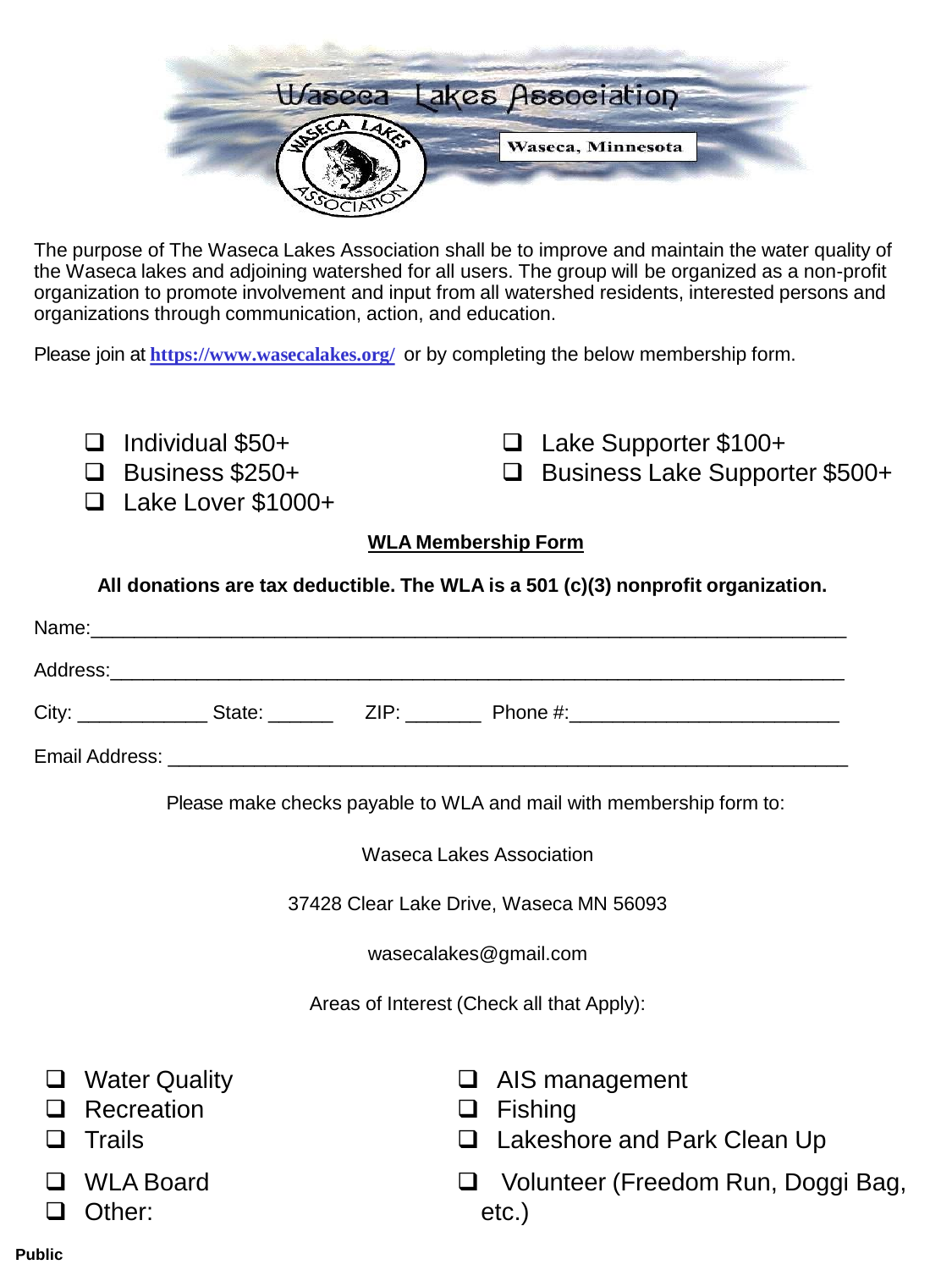Waseca Lakes Association

WASECA LAKES ASSOCIATION

Waseca, Minnesota

The purpose of The Waseca Lakes Association shall be to improve and maintain the water quality of the Waseca lakes and adjoining watershed for all users. The group will be organized as a non-profit organization to promote involvement and input from all watershed residents, interested persons and organizations through communication, action, and education.

Please join at **https://www.wasecalakes.org/** or by completing the below membership form.

- ❑ Individual $50+
- ❑ Business $250+
- ❑ Lake Lover $1000+
- ❑ Lake Supporter $100+
- ❑ Business Lake Supporter $500+

**WLA Membership Form**

**All donations are tax deductible. The WLA is a 501 (c)(3) nonprofit organization.**

Name:___________________________________________________________________________

Address:_________________________________________________________________________

City: ____________ State: ______ ZIP: _______ Phone #:_________________________

Email Address: ___________________________________________________________________

Please make checks payable to WLA and mail with membership form to:

Waseca Lakes Association

37428 Clear Lake Drive, Waseca MN 56093

wasecalakes@gmail.com

Areas of Interest (Check all that Apply):

- ❑ Water Quality
- ❑ Recreation
- ❑ Trails
- ❑ WLA Board
- ❑ Other:
- ❑ AIS management
- ❑ Fishing
- ❑ Lakeshore and Park Clean Up
- ❑ Volunteer (Freedom Run, Doggi Bag, etc.)

Public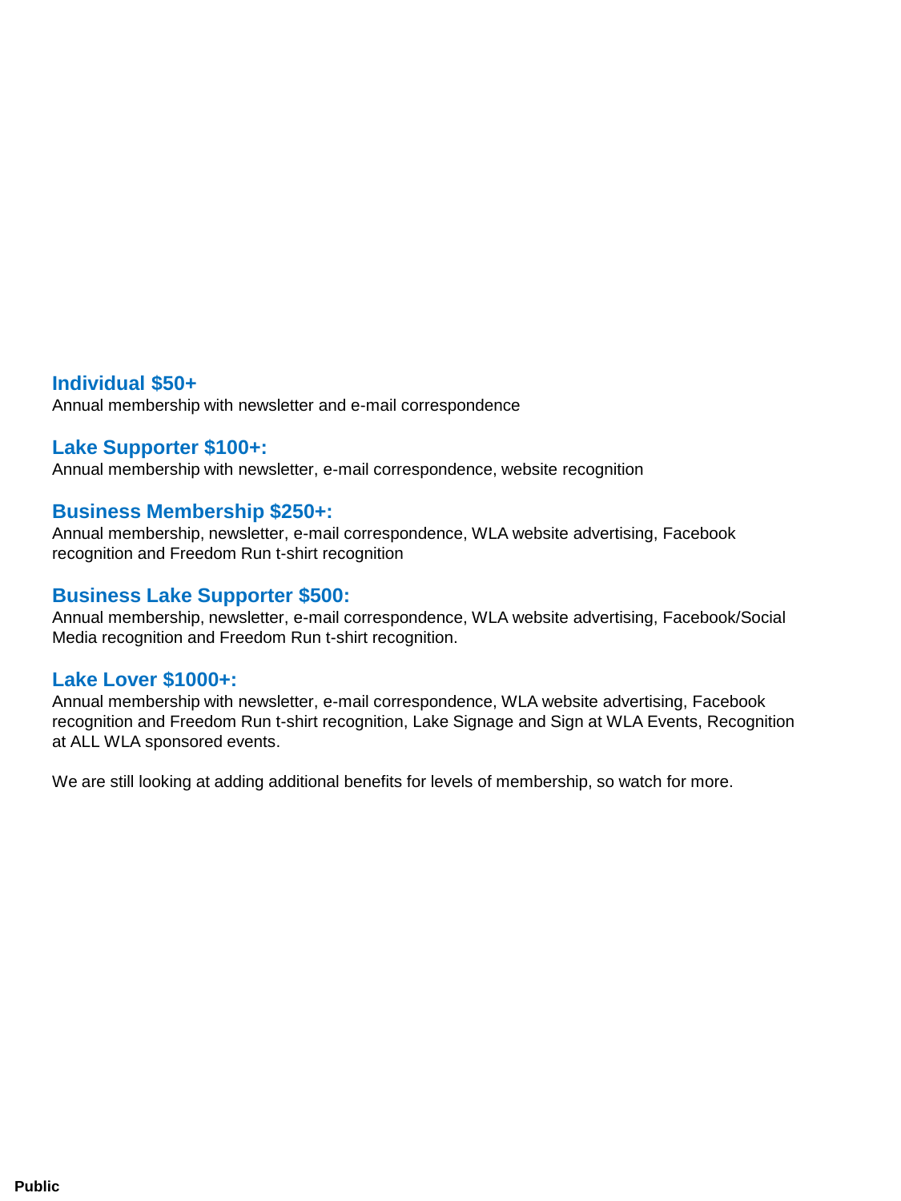### Individual $50+

Annual membership with newsletter and e-mail correspondence

### Lake Supporter $100+:

Annual membership with newsletter, e-mail correspondence, website recognition

### Business Membership $250+:

Annual membership, newsletter, e-mail correspondence, WLA website advertising, Facebook recognition and Freedom Run t-shirt recognition

### Business Lake Supporter $500:

Annual membership, newsletter, e-mail correspondence, WLA website advertising, Facebook/Social Media recognition and Freedom Run t-shirt recognition.

### Lake Lover $1000+:

Annual membership with newsletter, e-mail correspondence, WLA website advertising, Facebook recognition and Freedom Run t-shirt recognition, Lake Signage and Sign at WLA Events, Recognition at ALL WLA sponsored events.

We are still looking at adding additional benefits for levels of membership, so watch for more.